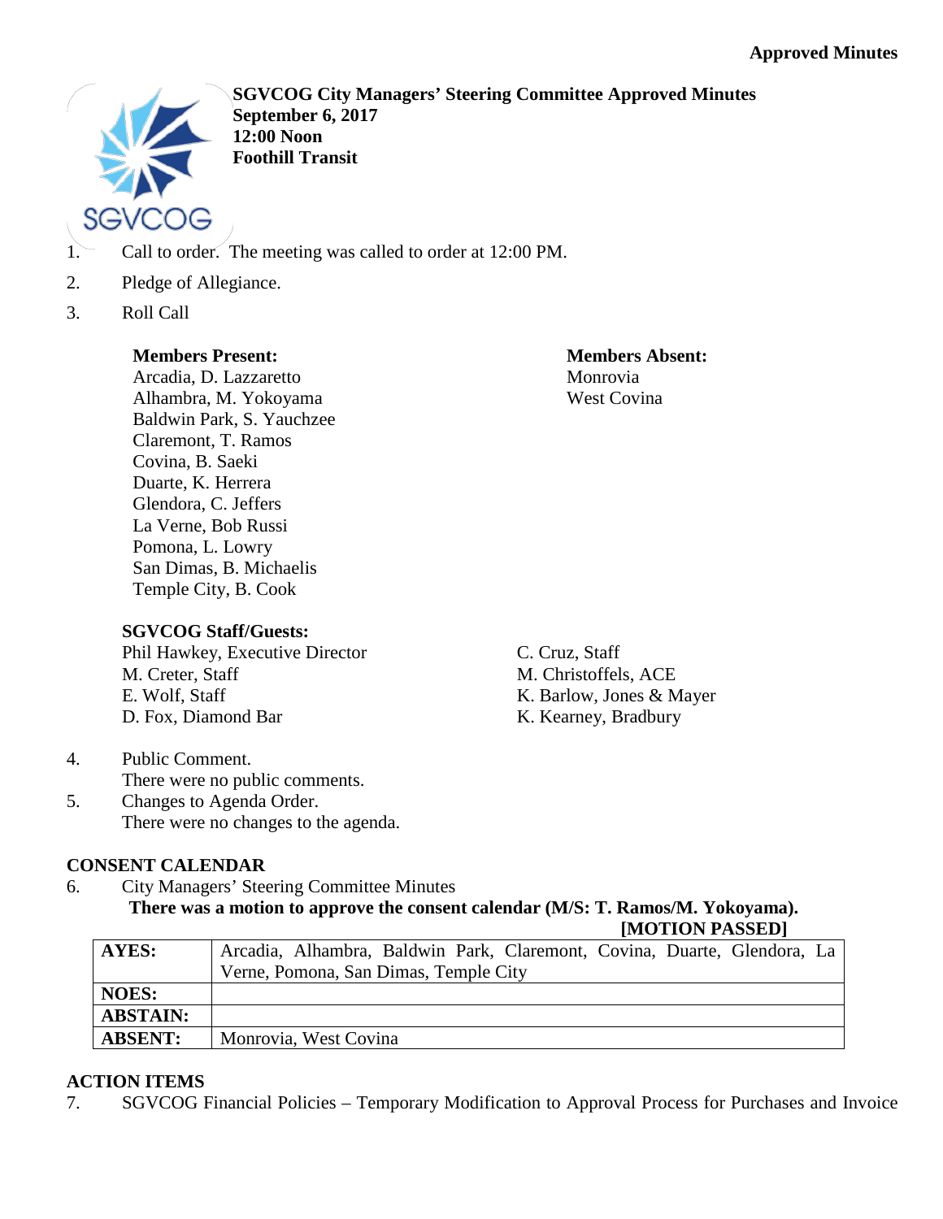**Approved Minutes**

**SGVCOG City Managers' Steering Committee Approved Minutes**
**September 6, 2017**
**12:00 Noon**
**Foothill Transit**

1. Call to order. The meeting was called to order at 12:00 PM.
2. Pledge of Allegiance.
3. Roll Call

**Members Present:**
Arcadia, D. Lazzaretto
Alhambra, M. Yokoyama
Baldwin Park, S. Yauchzee
Claremont, T. Ramos
Covina, B. Saeki
Duarte, K. Herrera
Glendora, C. Jeffers
La Verne, Bob Russi
Pomona, L. Lowry
San Dimas, B. Michaelis
Temple City, B. Cook

**Members Absent:**
Monrovia
West Covina

**SGVCOG Staff/Guests:**
Phil Hawkey, Executive Director
M. Creter, Staff
E. Wolf, Staff
D. Fox, Diamond Bar
C. Cruz, Staff
M. Christoffels, ACE
K. Barlow, Jones & Mayer
K. Kearney, Bradbury

4. Public Comment.
   There were no public comments.
5. Changes to Agenda Order.
   There were no changes to the agenda.

## CONSENT CALENDAR

6. City Managers' Steering Committee Minutes
   **There was a motion to approve the consent calendar (M/S: T. Ramos/M. Yokoyama).**
   **[MOTION PASSED]**

| **AYES:** | Arcadia, Alhambra, Baldwin Park, Claremont, Covina, Duarte, Glendora, La Verne, Pomona, San Dimas, Temple City |
|---|---|
| **NOES:** | |
| **ABSTAIN:** | |
| **ABSENT:** | Monrovia, West Covina |

## ACTION ITEMS

7. SGVCOG Financial Policies – Temporary Modification to Approval Process for Purchases and Invoice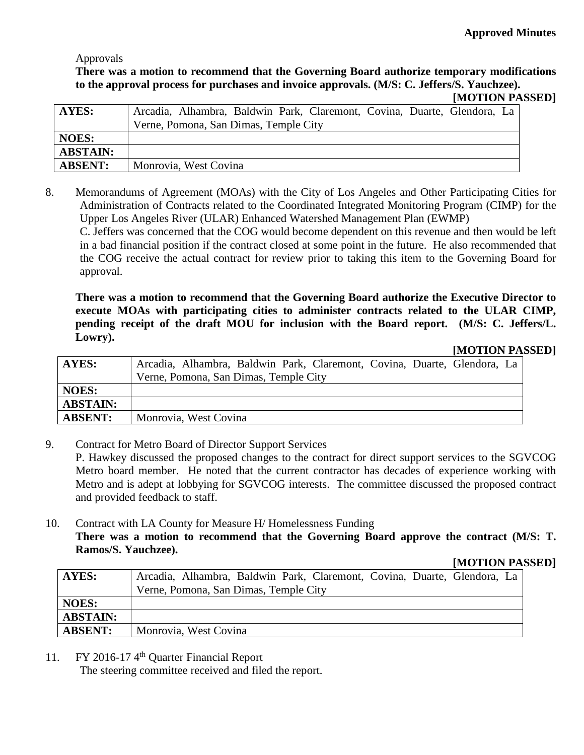Approvals

**There was a motion to recommend that the Governing Board authorize temporary modifications to the approval process for purchases and invoice approvals. (M/S: C. Jeffers/S. Yauchzee).**

**[MOTION PASSED]**

| **AYES:** | Arcadia, Alhambra, Baldwin Park, Claremont, Covina, Duarte, Glendora, La Verne, Pomona, San Dimas, Temple City |
|---|---|
| **NOES:** | |
| **ABSTAIN:** | |
| **ABSENT:** | Monrovia, West Covina |

8. Memorandums of Agreement (MOAs) with the City of Los Angeles and Other Participating Cities for Administration of Contracts related to the Coordinated Integrated Monitoring Program (CIMP) for the Upper Los Angeles River (ULAR) Enhanced Watershed Management Plan (EWMP)

   C. Jeffers was concerned that the COG would become dependent on this revenue and then would be left in a bad financial position if the contract closed at some point in the future. He also recommended that the COG receive the actual contract for review prior to taking this item to the Governing Board for approval.

   **There was a motion to recommend that the Governing Board authorize the Executive Director to execute MOAs with participating cities to administer contracts related to the ULAR CIMP, pending receipt of the draft MOU for inclusion with the Board report. (M/S: C. Jeffers/L. Lowry).**

   **[MOTION PASSED]**

| **AYES:** | Arcadia, Alhambra, Baldwin Park, Claremont, Covina, Duarte, Glendora, La Verne, Pomona, San Dimas, Temple City |
|---|---|
| **NOES:** | |
| **ABSTAIN:** | |
| **ABSENT:** | Monrovia, West Covina |

9. Contract for Metro Board of Director Support Services

   P. Hawkey discussed the proposed changes to the contract for direct support services to the SGVCOG Metro board member. He noted that the current contractor has decades of experience working with Metro and is adept at lobbying for SGVCOG interests. The committee discussed the proposed contract and provided feedback to staff.

10. Contract with LA County for Measure H/ Homelessness Funding

    **There was a motion to recommend that the Governing Board approve the contract (M/S: T. Ramos/S. Yauchzee).**

    **[MOTION PASSED]**

| **AYES:** | Arcadia, Alhambra, Baldwin Park, Claremont, Covina, Duarte, Glendora, La Verne, Pomona, San Dimas, Temple City |
|---|---|
| **NOES:** | |
| **ABSTAIN:** | |
| **ABSENT:** | Monrovia, West Covina |

11. FY 2016-17 4th Quarter Financial Report

    The steering committee received and filed the report.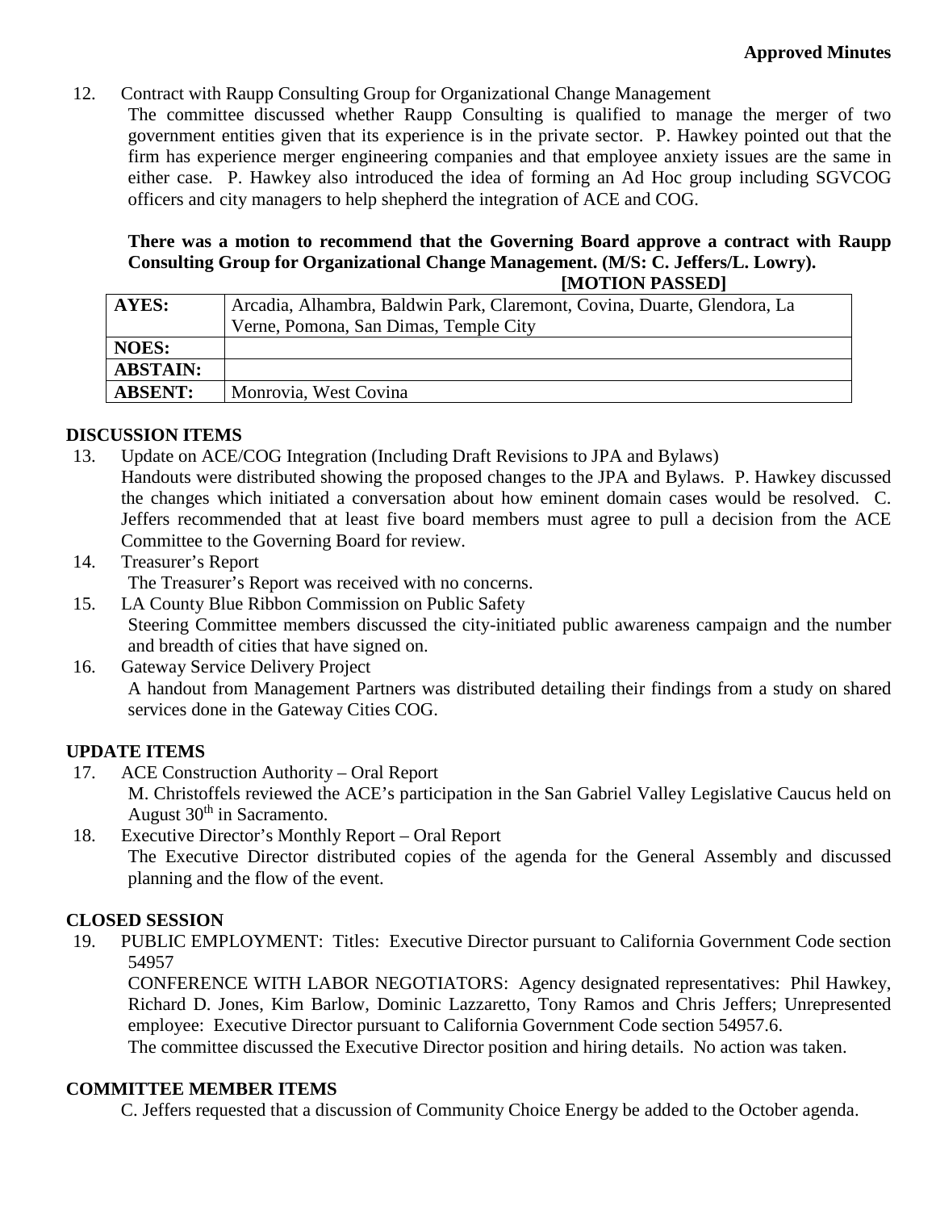**Approved Minutes**

12. Contract with Raupp Consulting Group for Organizational Change Management

    The committee discussed whether Raupp Consulting is qualified to manage the merger of two government entities given that its experience is in the private sector. P. Hawkey pointed out that the firm has experience merger engineering companies and that employee anxiety issues are the same in either case. P. Hawkey also introduced the idea of forming an Ad Hoc group including SGVCOG officers and city managers to help shepherd the integration of ACE and COG.

    **There was a motion to recommend that the Governing Board approve a contract with Raupp Consulting Group for Organizational Change Management. (M/S: C. Jeffers/L. Lowry).**

    **[MOTION PASSED]**

| | |
|---|---|
| **AYES:** | Arcadia, Alhambra, Baldwin Park, Claremont, Covina, Duarte, Glendora, La Verne, Pomona, San Dimas, Temple City |
| **NOES:** | |
| **ABSTAIN:** | |
| **ABSENT:** | Monrovia, West Covina |

## DISCUSSION ITEMS

13. Update on ACE/COG Integration (Including Draft Revisions to JPA and Bylaws)

    Handouts were distributed showing the proposed changes to the JPA and Bylaws. P. Hawkey discussed the changes which initiated a conversation about how eminent domain cases would be resolved. C. Jeffers recommended that at least five board members must agree to pull a decision from the ACE Committee to the Governing Board for review.

14. Treasurer's Report

    The Treasurer's Report was received with no concerns.

15. LA County Blue Ribbon Commission on Public Safety

    Steering Committee members discussed the city-initiated public awareness campaign and the number and breadth of cities that have signed on.

16. Gateway Service Delivery Project

    A handout from Management Partners was distributed detailing their findings from a study on shared services done in the Gateway Cities COG.

## UPDATE ITEMS

17. ACE Construction Authority – Oral Report

    M. Christoffels reviewed the ACE's participation in the San Gabriel Valley Legislative Caucus held on August 30th in Sacramento.

18. Executive Director's Monthly Report – Oral Report

    The Executive Director distributed copies of the agenda for the General Assembly and discussed planning and the flow of the event.

## CLOSED SESSION

19. PUBLIC EMPLOYMENT: Titles: Executive Director pursuant to California Government Code section 54957

    CONFERENCE WITH LABOR NEGOTIATORS: Agency designated representatives: Phil Hawkey, Richard D. Jones, Kim Barlow, Dominic Lazzaretto, Tony Ramos and Chris Jeffers; Unrepresented employee: Executive Director pursuant to California Government Code section 54957.6.

    The committee discussed the Executive Director position and hiring details. No action was taken.

## COMMITTEE MEMBER ITEMS

C. Jeffers requested that a discussion of Community Choice Energy be added to the October agenda.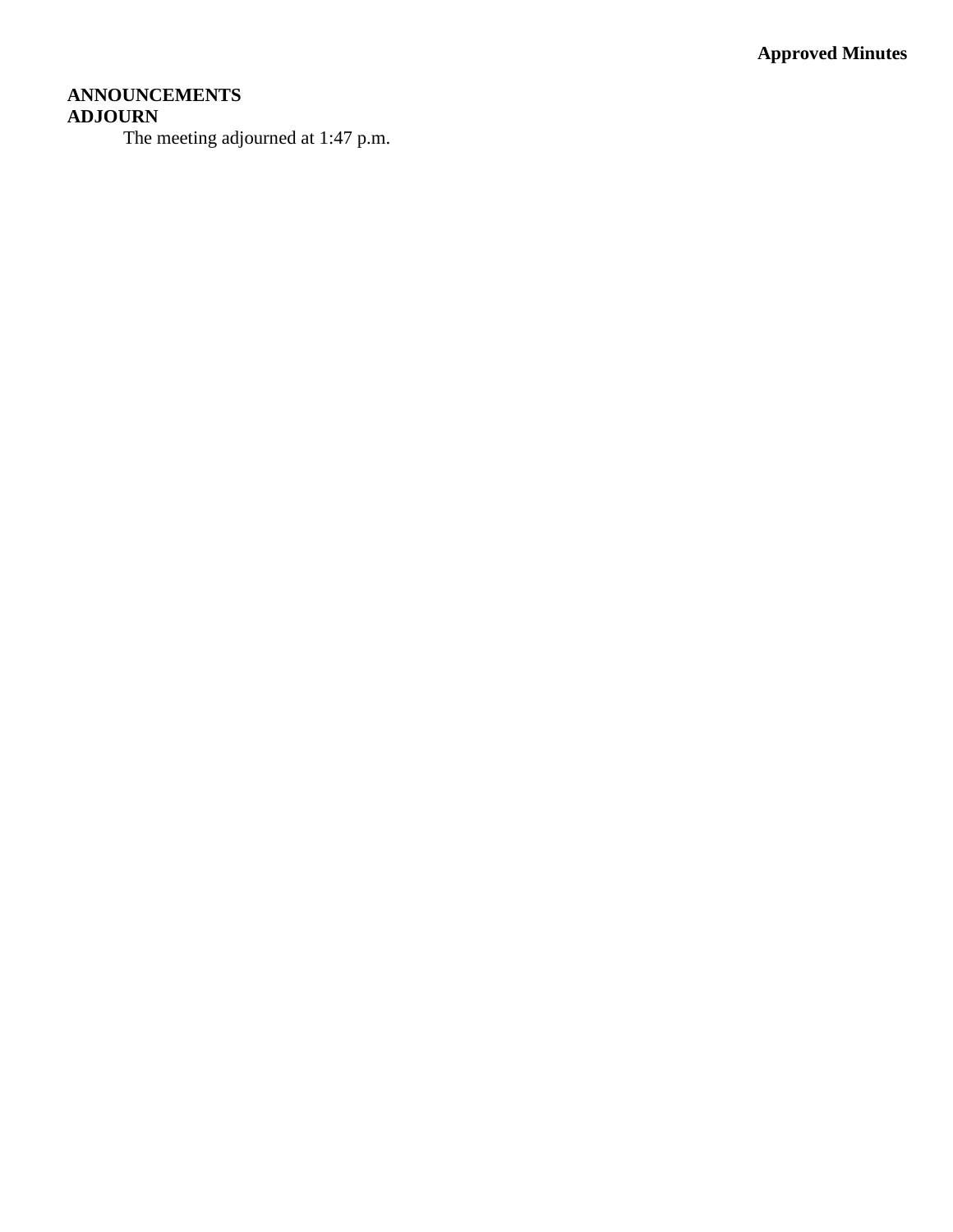**ANNOUNCEMENTS**

**ADJOURN**

The meeting adjourned at 1:47 p.m.